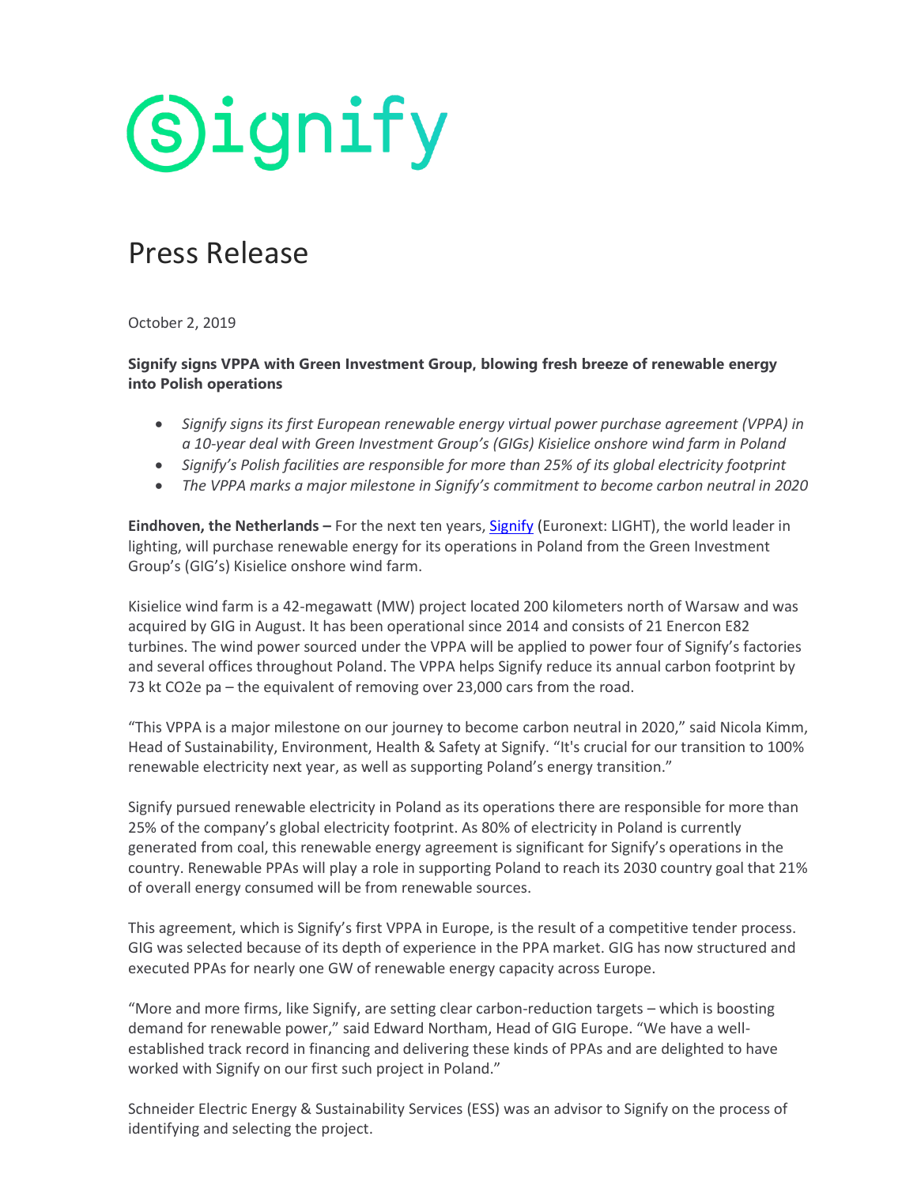signify

# Press Release

October 2, 2019

**Signify signs VPPA with Green Investment Group, blowing fresh breeze of renewable energy into Polish operations**

- *Signify signs its first European renewable energy virtual power purchase agreement (VPPA) in a 10-year deal with Green Investment Group's (GIGs) Kisielice onshore wind farm in Poland*
- *Signify's Polish facilities are responsible for more than 25% of its global electricity footprint*
- *The VPPA marks a major milestone in Signify's commitment to become carbon neutral in 2020*

**Eindhoven, the Netherlands –** For the next ten years, [Signify](Signify) (Euronext: LIGHT), the world leader in lighting, will purchase renewable energy for its operations in Poland from the Green Investment Group's (GIG's) Kisielice onshore wind farm.

Kisielice wind farm is a 42-megawatt (MW) project located 200 kilometers north of Warsaw and was acquired by GIG in August. It has been operational since 2014 and consists of 21 Enercon E82 turbines. The wind power sourced under the VPPA will be applied to power four of Signify's factories and several offices throughout Poland. The VPPA helps Signify reduce its annual carbon footprint by 73 kt $CO_2e$ pa – the equivalent of removing over 23,000 cars from the road.

"This VPPA is a major milestone on our journey to become carbon neutral in 2020," said Nicola Kimm, Head of Sustainability, Environment, Health & Safety at Signify. "It's crucial for our transition to 100% renewable electricity next year, as well as supporting Poland's energy transition."

Signify pursued renewable electricity in Poland as its operations there are responsible for more than 25% of the company's global electricity footprint. As 80% of electricity in Poland is currently generated from coal, this renewable energy agreement is significant for Signify's operations in the country. Renewable PPAs will play a role in supporting Poland to reach its 2030 country goal that 21% of overall energy consumed will be from renewable sources.

This agreement, which is Signify's first VPPA in Europe, is the result of a competitive tender process. GIG was selected because of its depth of experience in the PPA market. GIG has now structured and executed PPAs for nearly one GW of renewable energy capacity across Europe.

"More and more firms, like Signify, are setting clear carbon-reduction targets – which is boosting demand for renewable power," said Edward Northam, Head of GIG Europe. "We have a well-established track record in financing and delivering these kinds of PPAs and are delighted to have worked with Signify on our first such project in Poland."

Schneider Electric Energy & Sustainability Services (ESS) was an advisor to Signify on the process of identifying and selecting the project.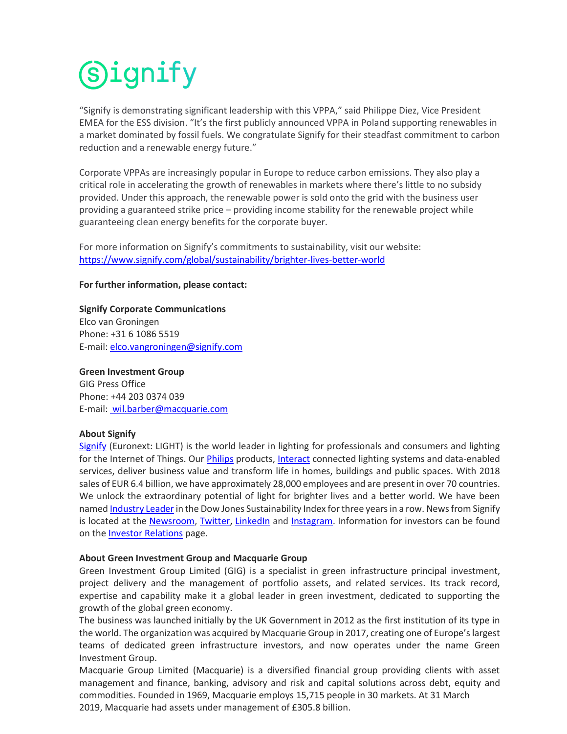"Signify is demonstrating significant leadership with this VPPA," said Philippe Diez, Vice President EMEA for the ESS division. "It's the first publicly announced VPPA in Poland supporting renewables in a market dominated by fossil fuels. We congratulate Signify for their steadfast commitment to carbon reduction and a renewable energy future."

Corporate VPPAs are increasingly popular in Europe to reduce carbon emissions. They also play a critical role in accelerating the growth of renewables in markets where there's little to no subsidy provided. Under this approach, the renewable power is sold onto the grid with the business user providing a guaranteed strike price – providing income stability for the renewable project while guaranteeing clean energy benefits for the corporate buyer.

For more information on Signify's commitments to sustainability, visit our website: https://www.signify.com/global/sustainability/brighter-lives-better-world

**For further information, please contact:**

**Signify Corporate Communications**
Elco van Groningen
Phone: +31 6 1086 5519
E-mail: elco.vangroningen@signify.com

**Green Investment Group**
GIG Press Office
Phone: +44 203 0374 039
E-mail: wil.barber@macquarie.com

**About Signify**
Signify (Euronext: LIGHT) is the world leader in lighting for professionals and consumers and lighting for the Internet of Things. Our Philips products, Interact connected lighting systems and data-enabled services, deliver business value and transform life in homes, buildings and public spaces. With 2018 sales of EUR 6.4 billion, we have approximately 28,000 employees and are present in over 70 countries. We unlock the extraordinary potential of light for brighter lives and a better world. We have been named Industry Leader in the Dow Jones Sustainability Index for three years in a row. News from Signify is located at the Newsroom, Twitter, LinkedIn and Instagram. Information for investors can be found on the Investor Relations page.

**About Green Investment Group and Macquarie Group**
Green Investment Group Limited (GIG) is a specialist in green infrastructure principal investment, project delivery and the management of portfolio assets, and related services. Its track record, expertise and capability make it a global leader in green investment, dedicated to supporting the growth of the global green economy.
The business was launched initially by the UK Government in 2012 as the first institution of its type in the world. The organization was acquired by Macquarie Group in 2017, creating one of Europe's largest teams of dedicated green infrastructure investors, and now operates under the name Green Investment Group.
Macquarie Group Limited (Macquarie) is a diversified financial group providing clients with asset management and finance, banking, advisory and risk and capital solutions across debt, equity and commodities. Founded in 1969, Macquarie employs 15,715 people in 30 markets. At 31 March 2019, Macquarie had assets under management of £305.8 billion.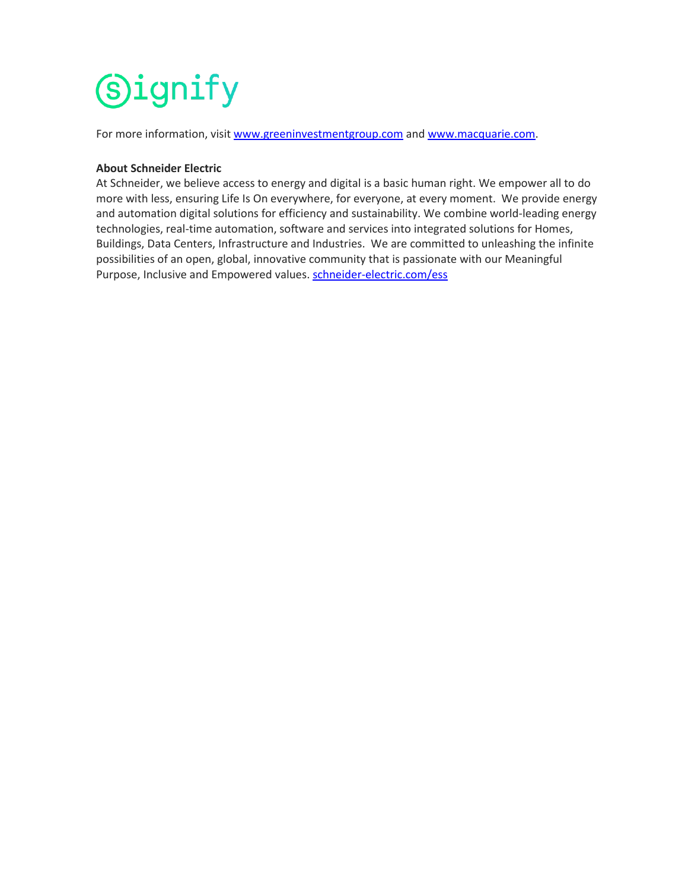For more information, visit www.greeninvestmentgroup.com and www.macquarie.com.

**About Schneider Electric**

At Schneider, we believe access to energy and digital is a basic human right. We empower all to do more with less, ensuring Life Is On everywhere, for everyone, at every moment. We provide energy and automation digital solutions for efficiency and sustainability. We combine world-leading energy technologies, real-time automation, software and services into integrated solutions for Homes, Buildings, Data Centers, Infrastructure and Industries. We are committed to unleashing the infinite possibilities of an open, global, innovative community that is passionate with our Meaningful Purpose, Inclusive and Empowered values. schneider-electric.com/ess